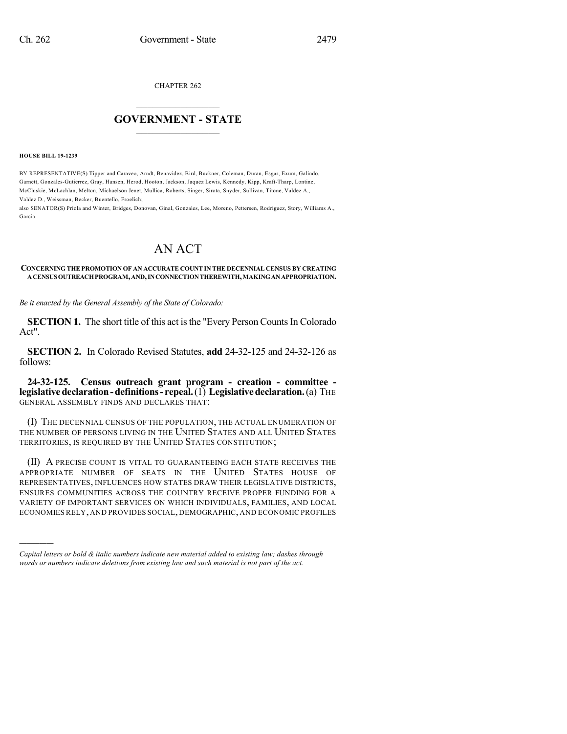CHAPTER 262

# GOVERNMENT - STATE

**HOUSE BILL 19-1239**

BY REPRESENTATIVE(S) Tipper and Caraveo, Arndt, Benavidez, Bird, Buckner, Coleman, Duran, Esgar, Exum, Galindo, Garnett, Gonzales-Gutierrez, Gray, Hansen, Herod, Hooton, Jackson, Jaquez Lewis, Kennedy, Kipp, Kraft-Tharp, Lontine, McCluskie, McLachlan, Melton, Michaelson Jenet, Mullica, Roberts, Singer, Sirota, Snyder, Sullivan, Titone, Valdez A., Valdez D., Weissman, Becker, Buentello, Froelich;
also SENATOR(S) Priola and Winter, Bridges, Donovan, Ginal, Gonzales, Lee, Moreno, Pettersen, Rodriguez, Story, Williams A., Garcia.

# AN ACT

**CONCERNING THE PROMOTION OF AN ACCURATE COUNT IN THE DECENNIAL CENSUS BY CREATING A CENSUS OUTREACH PROGRAM, AND, IN CONNECTION THEREWITH, MAKING AN APPROPRIATION.**

*Be it enacted by the General Assembly of the State of Colorado:*

**SECTION 1.** The short title of this act is the "Every Person Counts In Colorado Act".

**SECTION 2.** In Colorado Revised Statutes, **add** 24-32-125 and 24-32-126 as follows:

**24-32-125. Census outreach grant program - creation - committee - legislative declaration - definitions - repeal.** (1) **Legislative declaration.** (a) THE GENERAL ASSEMBLY FINDS AND DECLARES THAT:

(I) THE DECENNIAL CENSUS OF THE POPULATION, THE ACTUAL ENUMERATION OF THE NUMBER OF PERSONS LIVING IN THE UNITED STATES AND ALL UNITED STATES TERRITORIES, IS REQUIRED BY THE UNITED STATES CONSTITUTION;

(II) A PRECISE COUNT IS VITAL TO GUARANTEEING EACH STATE RECEIVES THE APPROPRIATE NUMBER OF SEATS IN THE UNITED STATES HOUSE OF REPRESENTATIVES, INFLUENCES HOW STATES DRAW THEIR LEGISLATIVE DISTRICTS, ENSURES COMMUNITIES ACROSS THE COUNTRY RECEIVE PROPER FUNDING FOR A VARIETY OF IMPORTANT SERVICES ON WHICH INDIVIDUALS, FAMILIES, AND LOCAL ECONOMIES RELY, AND PROVIDES SOCIAL, DEMOGRAPHIC, AND ECONOMIC PROFILES

---

*Capital letters or bold & italic numbers indicate new material added to existing law; dashes through words or numbers indicate deletions from existing law and such material is not part of the act.*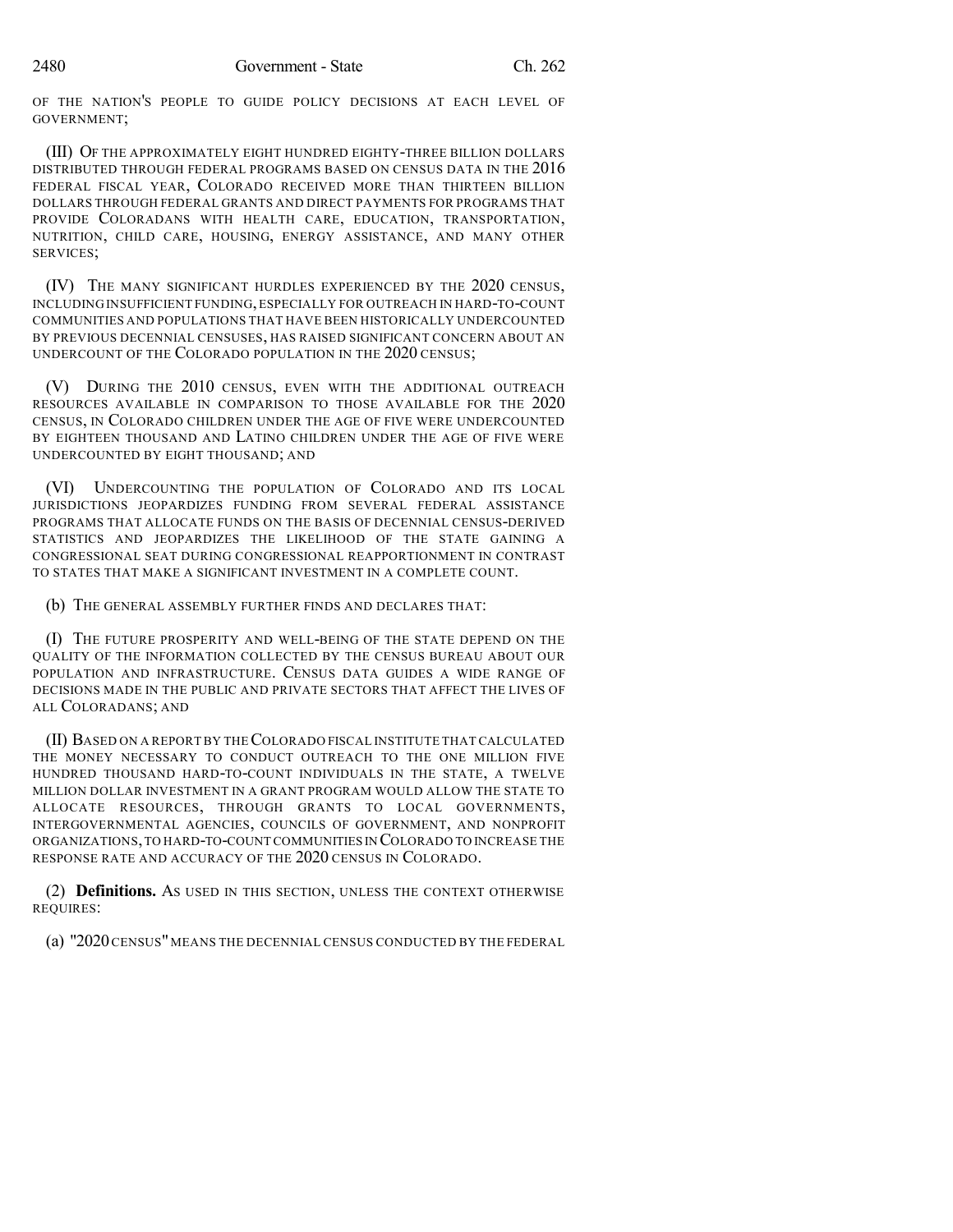OF THE NATION'S PEOPLE TO GUIDE POLICY DECISIONS AT EACH LEVEL OF GOVERNMENT;

(III) OF THE APPROXIMATELY EIGHT HUNDRED EIGHTY-THREE BILLION DOLLARS DISTRIBUTED THROUGH FEDERAL PROGRAMS BASED ON CENSUS DATA IN THE 2016 FEDERAL FISCAL YEAR, COLORADO RECEIVED MORE THAN THIRTEEN BILLION DOLLARS THROUGH FEDERAL GRANTS AND DIRECT PAYMENTS FOR PROGRAMS THAT PROVIDE COLORADANS WITH HEALTH CARE, EDUCATION, TRANSPORTATION, NUTRITION, CHILD CARE, HOUSING, ENERGY ASSISTANCE, AND MANY OTHER SERVICES;

(IV) THE MANY SIGNIFICANT HURDLES EXPERIENCED BY THE 2020 CENSUS, INCLUDING INSUFFICIENT FUNDING, ESPECIALLY FOR OUTREACH IN HARD-TO-COUNT COMMUNITIES AND POPULATIONS THAT HAVE BEEN HISTORICALLY UNDERCOUNTED BY PREVIOUS DECENNIAL CENSUSES, HAS RAISED SIGNIFICANT CONCERN ABOUT AN UNDERCOUNT OF THE COLORADO POPULATION IN THE 2020 CENSUS;

(V) DURING THE 2010 CENSUS, EVEN WITH THE ADDITIONAL OUTREACH RESOURCES AVAILABLE IN COMPARISON TO THOSE AVAILABLE FOR THE 2020 CENSUS, IN COLORADO CHILDREN UNDER THE AGE OF FIVE WERE UNDERCOUNTED BY EIGHTEEN THOUSAND AND LATINO CHILDREN UNDER THE AGE OF FIVE WERE UNDERCOUNTED BY EIGHT THOUSAND; AND

(VI) UNDERCOUNTING THE POPULATION OF COLORADO AND ITS LOCAL JURISDICTIONS JEOPARDIZES FUNDING FROM SEVERAL FEDERAL ASSISTANCE PROGRAMS THAT ALLOCATE FUNDS ON THE BASIS OF DECENNIAL CENSUS-DERIVED STATISTICS AND JEOPARDIZES THE LIKELIHOOD OF THE STATE GAINING A CONGRESSIONAL SEAT DURING CONGRESSIONAL REAPPORTIONMENT IN CONTRAST TO STATES THAT MAKE A SIGNIFICANT INVESTMENT IN A COMPLETE COUNT.

(b) THE GENERAL ASSEMBLY FURTHER FINDS AND DECLARES THAT:

(I) THE FUTURE PROSPERITY AND WELL-BEING OF THE STATE DEPEND ON THE QUALITY OF THE INFORMATION COLLECTED BY THE CENSUS BUREAU ABOUT OUR POPULATION AND INFRASTRUCTURE. CENSUS DATA GUIDES A WIDE RANGE OF DECISIONS MADE IN THE PUBLIC AND PRIVATE SECTORS THAT AFFECT THE LIVES OF ALL COLORADANS; AND

(II) BASED ON A REPORT BY THE COLORADO FISCAL INSTITUTE THAT CALCULATED THE MONEY NECESSARY TO CONDUCT OUTREACH TO THE ONE MILLION FIVE HUNDRED THOUSAND HARD-TO-COUNT INDIVIDUALS IN THE STATE, A TWELVE MILLION DOLLAR INVESTMENT IN A GRANT PROGRAM WOULD ALLOW THE STATE TO ALLOCATE RESOURCES, THROUGH GRANTS TO LOCAL GOVERNMENTS, INTERGOVERNMENTAL AGENCIES, COUNCILS OF GOVERNMENT, AND NONPROFIT ORGANIZATIONS, TO HARD-TO-COUNT COMMUNITIES IN COLORADO TO INCREASE THE RESPONSE RATE AND ACCURACY OF THE 2020 CENSUS IN COLORADO.

(2) **Definitions.** AS USED IN THIS SECTION, UNLESS THE CONTEXT OTHERWISE REQUIRES:

(a) "2020 CENSUS" MEANS THE DECENNIAL CENSUS CONDUCTED BY THE FEDERAL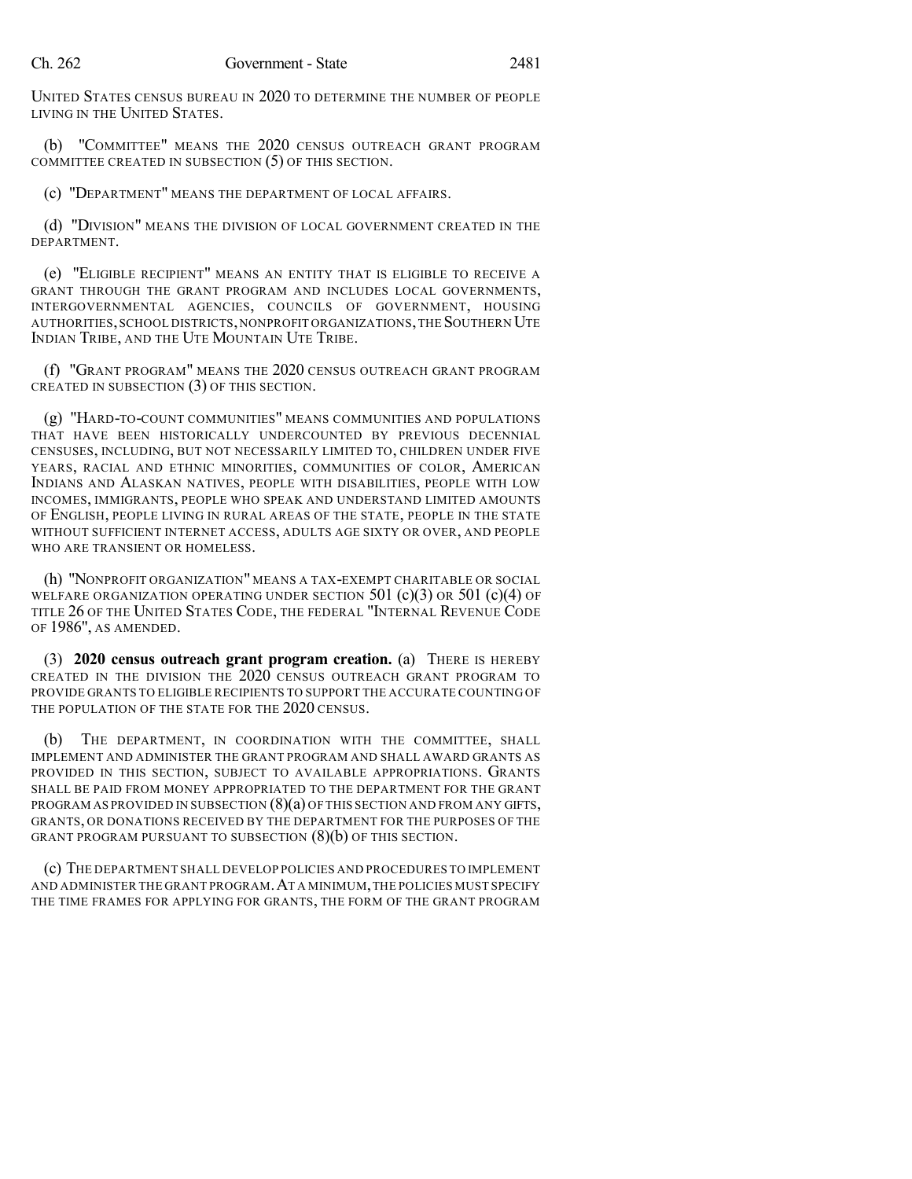UNITED STATES CENSUS BUREAU IN 2020 TO DETERMINE THE NUMBER OF PEOPLE LIVING IN THE UNITED STATES.

(b) "COMMITTEE" MEANS THE 2020 CENSUS OUTREACH GRANT PROGRAM COMMITTEE CREATED IN SUBSECTION (5) OF THIS SECTION.

(c) "DEPARTMENT" MEANS THE DEPARTMENT OF LOCAL AFFAIRS.

(d) "DIVISION" MEANS THE DIVISION OF LOCAL GOVERNMENT CREATED IN THE DEPARTMENT.

(e) "ELIGIBLE RECIPIENT" MEANS AN ENTITY THAT IS ELIGIBLE TO RECEIVE A GRANT THROUGH THE GRANT PROGRAM AND INCLUDES LOCAL GOVERNMENTS, INTERGOVERNMENTAL AGENCIES, COUNCILS OF GOVERNMENT, HOUSING AUTHORITIES, SCHOOL DISTRICTS, NONPROFIT ORGANIZATIONS, THE SOUTHERN UTE INDIAN TRIBE, AND THE UTE MOUNTAIN UTE TRIBE.

(f) "GRANT PROGRAM" MEANS THE 2020 CENSUS OUTREACH GRANT PROGRAM CREATED IN SUBSECTION (3) OF THIS SECTION.

(g) "HARD-TO-COUNT COMMUNITIES" MEANS COMMUNITIES AND POPULATIONS THAT HAVE BEEN HISTORICALLY UNDERCOUNTED BY PREVIOUS DECENNIAL CENSUSES, INCLUDING, BUT NOT NECESSARILY LIMITED TO, CHILDREN UNDER FIVE YEARS, RACIAL AND ETHNIC MINORITIES, COMMUNITIES OF COLOR, AMERICAN INDIANS AND ALASKAN NATIVES, PEOPLE WITH DISABILITIES, PEOPLE WITH LOW INCOMES, IMMIGRANTS, PEOPLE WHO SPEAK AND UNDERSTAND LIMITED AMOUNTS OF ENGLISH, PEOPLE LIVING IN RURAL AREAS OF THE STATE, PEOPLE IN THE STATE WITHOUT SUFFICIENT INTERNET ACCESS, ADULTS AGE SIXTY OR OVER, AND PEOPLE WHO ARE TRANSIENT OR HOMELESS.

(h) "NONPROFIT ORGANIZATION" MEANS A TAX-EXEMPT CHARITABLE OR SOCIAL WELFARE ORGANIZATION OPERATING UNDER SECTION 501 (c)(3) OR 501 (c)(4) OF TITLE 26 OF THE UNITED STATES CODE, THE FEDERAL "INTERNAL REVENUE CODE OF 1986", AS AMENDED.

(3) **2020 census outreach grant program creation.** (a) THERE IS HEREBY CREATED IN THE DIVISION THE 2020 CENSUS OUTREACH GRANT PROGRAM TO PROVIDE GRANTS TO ELIGIBLE RECIPIENTS TO SUPPORT THE ACCURATE COUNTING OF THE POPULATION OF THE STATE FOR THE 2020 CENSUS.

(b) THE DEPARTMENT, IN COORDINATION WITH THE COMMITTEE, SHALL IMPLEMENT AND ADMINISTER THE GRANT PROGRAM AND SHALL AWARD GRANTS AS PROVIDED IN THIS SECTION, SUBJECT TO AVAILABLE APPROPRIATIONS. GRANTS SHALL BE PAID FROM MONEY APPROPRIATED TO THE DEPARTMENT FOR THE GRANT PROGRAM AS PROVIDED IN SUBSECTION (8)(a) OF THIS SECTION AND FROM ANY GIFTS, GRANTS, OR DONATIONS RECEIVED BY THE DEPARTMENT FOR THE PURPOSES OF THE GRANT PROGRAM PURSUANT TO SUBSECTION (8)(b) OF THIS SECTION.

(c) THE DEPARTMENT SHALL DEVELOP POLICIES AND PROCEDURES TO IMPLEMENT AND ADMINISTER THE GRANT PROGRAM. AT A MINIMUM, THE POLICIES MUST SPECIFY THE TIME FRAMES FOR APPLYING FOR GRANTS, THE FORM OF THE GRANT PROGRAM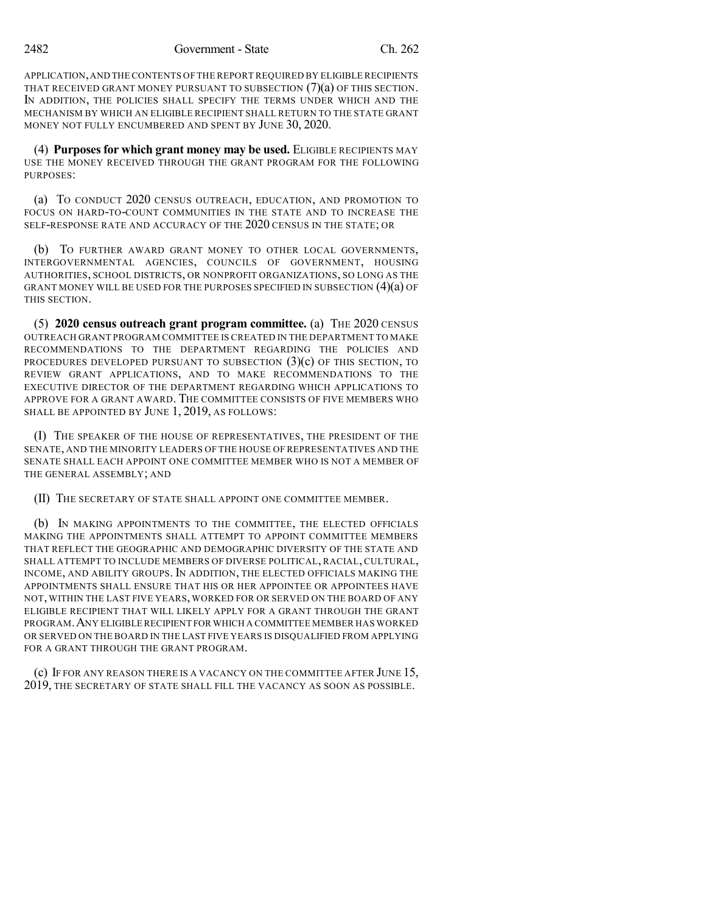APPLICATION, AND THE CONTENTS OF THE REPORT REQUIRED BY ELIGIBLE RECIPIENTS THAT RECEIVED GRANT MONEY PURSUANT TO SUBSECTION (7)(a) OF THIS SECTION. IN ADDITION, THE POLICIES SHALL SPECIFY THE TERMS UNDER WHICH AND THE MECHANISM BY WHICH AN ELIGIBLE RECIPIENT SHALL RETURN TO THE STATE GRANT MONEY NOT FULLY ENCUMBERED AND SPENT BY JUNE 30, 2020.

(4) **Purposes for which grant money may be used.** ELIGIBLE RECIPIENTS MAY USE THE MONEY RECEIVED THROUGH THE GRANT PROGRAM FOR THE FOLLOWING PURPOSES:

(a) TO CONDUCT 2020 CENSUS OUTREACH, EDUCATION, AND PROMOTION TO FOCUS ON HARD-TO-COUNT COMMUNITIES IN THE STATE AND TO INCREASE THE SELF-RESPONSE RATE AND ACCURACY OF THE 2020 CENSUS IN THE STATE; OR

(b) TO FURTHER AWARD GRANT MONEY TO OTHER LOCAL GOVERNMENTS, INTERGOVERNMENTAL AGENCIES, COUNCILS OF GOVERNMENT, HOUSING AUTHORITIES, SCHOOL DISTRICTS, OR NONPROFIT ORGANIZATIONS, SO LONG AS THE GRANT MONEY WILL BE USED FOR THE PURPOSES SPECIFIED IN SUBSECTION (4)(a) OF THIS SECTION.

(5) **2020 census outreach grant program committee.** (a) THE 2020 CENSUS OUTREACH GRANT PROGRAM COMMITTEE IS CREATED IN THE DEPARTMENT TO MAKE RECOMMENDATIONS TO THE DEPARTMENT REGARDING THE POLICIES AND PROCEDURES DEVELOPED PURSUANT TO SUBSECTION (3)(c) OF THIS SECTION, TO REVIEW GRANT APPLICATIONS, AND TO MAKE RECOMMENDATIONS TO THE EXECUTIVE DIRECTOR OF THE DEPARTMENT REGARDING WHICH APPLICATIONS TO APPROVE FOR A GRANT AWARD. THE COMMITTEE CONSISTS OF FIVE MEMBERS WHO SHALL BE APPOINTED BY JUNE 1, 2019, AS FOLLOWS:

(I) THE SPEAKER OF THE HOUSE OF REPRESENTATIVES, THE PRESIDENT OF THE SENATE, AND THE MINORITY LEADERS OF THE HOUSE OF REPRESENTATIVES AND THE SENATE SHALL EACH APPOINT ONE COMMITTEE MEMBER WHO IS NOT A MEMBER OF THE GENERAL ASSEMBLY; AND

(II) THE SECRETARY OF STATE SHALL APPOINT ONE COMMITTEE MEMBER.

(b) IN MAKING APPOINTMENTS TO THE COMMITTEE, THE ELECTED OFFICIALS MAKING THE APPOINTMENTS SHALL ATTEMPT TO APPOINT COMMITTEE MEMBERS THAT REFLECT THE GEOGRAPHIC AND DEMOGRAPHIC DIVERSITY OF THE STATE AND SHALL ATTEMPT TO INCLUDE MEMBERS OF DIVERSE POLITICAL, RACIAL, CULTURAL, INCOME, AND ABILITY GROUPS. IN ADDITION, THE ELECTED OFFICIALS MAKING THE APPOINTMENTS SHALL ENSURE THAT HIS OR HER APPOINTEE OR APPOINTEES HAVE NOT, WITHIN THE LAST FIVE YEARS, WORKED FOR OR SERVED ON THE BOARD OF ANY ELIGIBLE RECIPIENT THAT WILL LIKELY APPLY FOR A GRANT THROUGH THE GRANT PROGRAM. ANY ELIGIBLE RECIPIENT FOR WHICH A COMMITTEE MEMBER HAS WORKED OR SERVED ON THE BOARD IN THE LAST FIVE YEARS IS DISQUALIFIED FROM APPLYING FOR A GRANT THROUGH THE GRANT PROGRAM.

(c) IF FOR ANY REASON THERE IS A VACANCY ON THE COMMITTEE AFTER JUNE 15, 2019, THE SECRETARY OF STATE SHALL FILL THE VACANCY AS SOON AS POSSIBLE.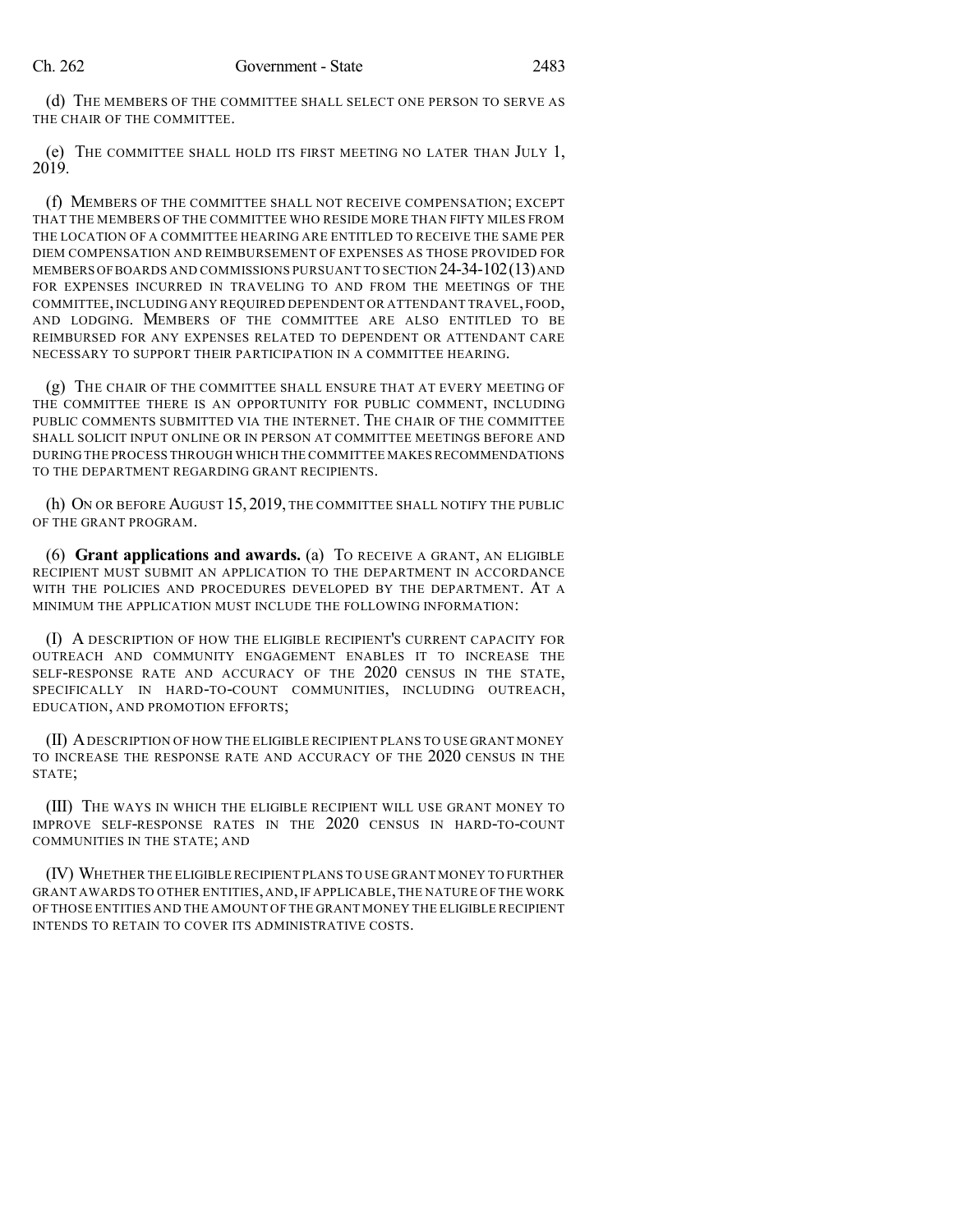(d) THE MEMBERS OF THE COMMITTEE SHALL SELECT ONE PERSON TO SERVE AS THE CHAIR OF THE COMMITTEE.

(e) THE COMMITTEE SHALL HOLD ITS FIRST MEETING NO LATER THAN JULY 1, 2019.

(f) MEMBERS OF THE COMMITTEE SHALL NOT RECEIVE COMPENSATION; EXCEPT THAT THE MEMBERS OF THE COMMITTEE WHO RESIDE MORE THAN FIFTY MILES FROM THE LOCATION OF A COMMITTEE HEARING ARE ENTITLED TO RECEIVE THE SAME PER DIEM COMPENSATION AND REIMBURSEMENT OF EXPENSES AS THOSE PROVIDED FOR MEMBERS OF BOARDS AND COMMISSIONS PURSUANT TO SECTION 24-34-102 (13) AND FOR EXPENSES INCURRED IN TRAVELING TO AND FROM THE MEETINGS OF THE COMMITTEE, INCLUDING ANY REQUIRED DEPENDENT OR ATTENDANT TRAVEL, FOOD, AND LODGING. MEMBERS OF THE COMMITTEE ARE ALSO ENTITLED TO BE REIMBURSED FOR ANY EXPENSES RELATED TO DEPENDENT OR ATTENDANT CARE NECESSARY TO SUPPORT THEIR PARTICIPATION IN A COMMITTEE HEARING.

(g) THE CHAIR OF THE COMMITTEE SHALL ENSURE THAT AT EVERY MEETING OF THE COMMITTEE THERE IS AN OPPORTUNITY FOR PUBLIC COMMENT, INCLUDING PUBLIC COMMENTS SUBMITTED VIA THE INTERNET. THE CHAIR OF THE COMMITTEE SHALL SOLICIT INPUT ONLINE OR IN PERSON AT COMMITTEE MEETINGS BEFORE AND DURING THE PROCESS THROUGH WHICH THE COMMITTEE MAKES RECOMMENDATIONS TO THE DEPARTMENT REGARDING GRANT RECIPIENTS.

(h) ON OR BEFORE AUGUST 15, 2019, THE COMMITTEE SHALL NOTIFY THE PUBLIC OF THE GRANT PROGRAM.

(6) **Grant applications and awards.** (a) TO RECEIVE A GRANT, AN ELIGIBLE RECIPIENT MUST SUBMIT AN APPLICATION TO THE DEPARTMENT IN ACCORDANCE WITH THE POLICIES AND PROCEDURES DEVELOPED BY THE DEPARTMENT. AT A MINIMUM THE APPLICATION MUST INCLUDE THE FOLLOWING INFORMATION:

(I) A DESCRIPTION OF HOW THE ELIGIBLE RECIPIENT'S CURRENT CAPACITY FOR OUTREACH AND COMMUNITY ENGAGEMENT ENABLES IT TO INCREASE THE SELF-RESPONSE RATE AND ACCURACY OF THE 2020 CENSUS IN THE STATE, SPECIFICALLY IN HARD-TO-COUNT COMMUNITIES, INCLUDING OUTREACH, EDUCATION, AND PROMOTION EFFORTS;

(II) A DESCRIPTION OF HOW THE ELIGIBLE RECIPIENT PLANS TO USE GRANT MONEY TO INCREASE THE RESPONSE RATE AND ACCURACY OF THE 2020 CENSUS IN THE STATE;

(III) THE WAYS IN WHICH THE ELIGIBLE RECIPIENT WILL USE GRANT MONEY TO IMPROVE SELF-RESPONSE RATES IN THE 2020 CENSUS IN HARD-TO-COUNT COMMUNITIES IN THE STATE; AND

(IV) WHETHER THE ELIGIBLE RECIPIENT PLANS TO USE GRANT MONEY TO FURTHER GRANT AWARDS TO OTHER ENTITIES, AND, IF APPLICABLE, THE NATURE OF THE WORK OF THOSE ENTITIES AND THE AMOUNT OF THE GRANT MONEY THE ELIGIBLE RECIPIENT INTENDS TO RETAIN TO COVER ITS ADMINISTRATIVE COSTS.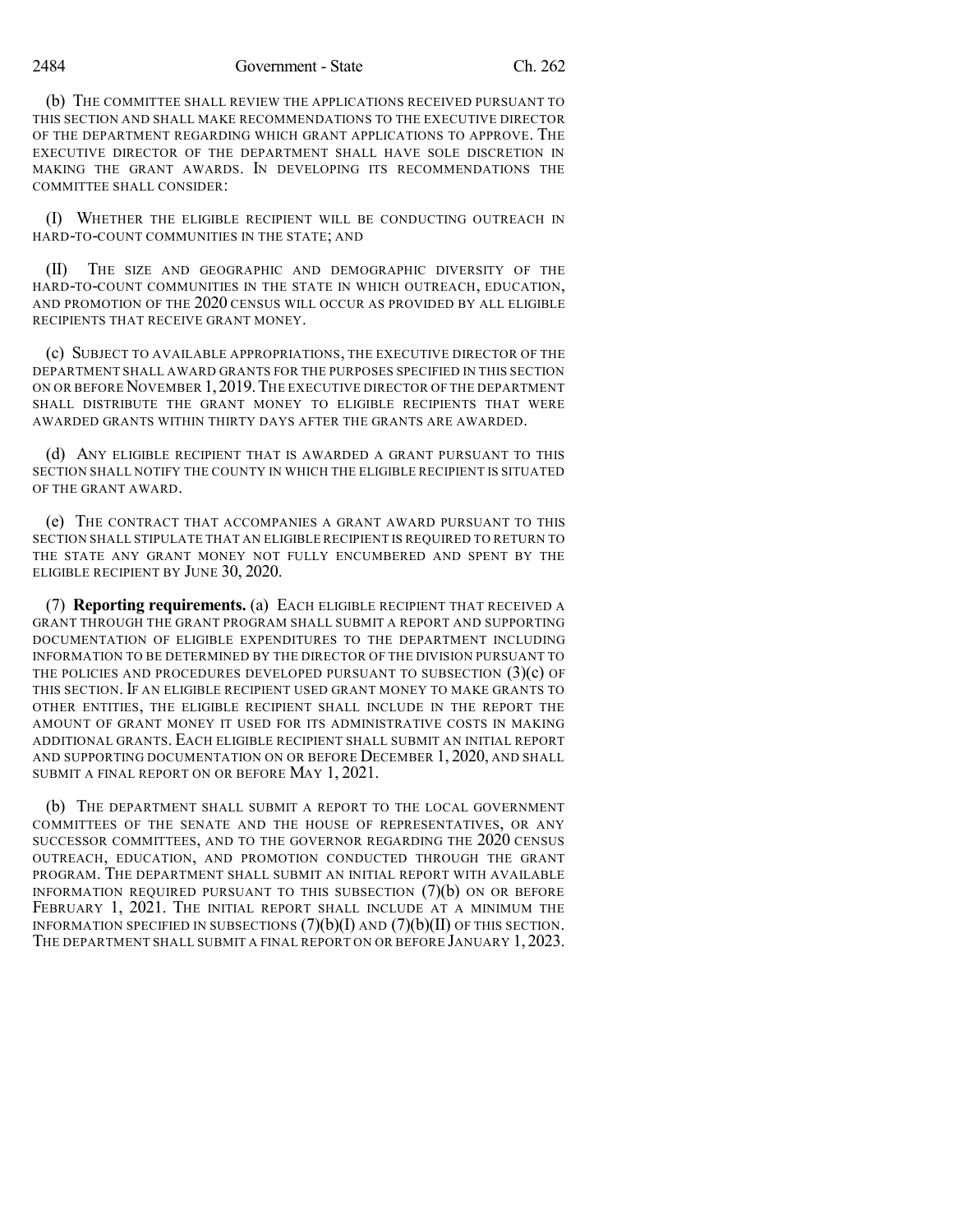(b) THE COMMITTEE SHALL REVIEW THE APPLICATIONS RECEIVED PURSUANT TO THIS SECTION AND SHALL MAKE RECOMMENDATIONS TO THE EXECUTIVE DIRECTOR OF THE DEPARTMENT REGARDING WHICH GRANT APPLICATIONS TO APPROVE. THE EXECUTIVE DIRECTOR OF THE DEPARTMENT SHALL HAVE SOLE DISCRETION IN MAKING THE GRANT AWARDS. IN DEVELOPING ITS RECOMMENDATIONS THE COMMITTEE SHALL CONSIDER:

(I) WHETHER THE ELIGIBLE RECIPIENT WILL BE CONDUCTING OUTREACH IN HARD-TO-COUNT COMMUNITIES IN THE STATE; AND

(II) THE SIZE AND GEOGRAPHIC AND DEMOGRAPHIC DIVERSITY OF THE HARD-TO-COUNT COMMUNITIES IN THE STATE IN WHICH OUTREACH, EDUCATION, AND PROMOTION OF THE 2020 CENSUS WILL OCCUR AS PROVIDED BY ALL ELIGIBLE RECIPIENTS THAT RECEIVE GRANT MONEY.

(c) SUBJECT TO AVAILABLE APPROPRIATIONS, THE EXECUTIVE DIRECTOR OF THE DEPARTMENT SHALL AWARD GRANTS FOR THE PURPOSES SPECIFIED IN THIS SECTION ON OR BEFORE NOVEMBER 1, 2019. THE EXECUTIVE DIRECTOR OF THE DEPARTMENT SHALL DISTRIBUTE THE GRANT MONEY TO ELIGIBLE RECIPIENTS THAT WERE AWARDED GRANTS WITHIN THIRTY DAYS AFTER THE GRANTS ARE AWARDED.

(d) ANY ELIGIBLE RECIPIENT THAT IS AWARDED A GRANT PURSUANT TO THIS SECTION SHALL NOTIFY THE COUNTY IN WHICH THE ELIGIBLE RECIPIENT IS SITUATED OF THE GRANT AWARD.

(e) THE CONTRACT THAT ACCOMPANIES A GRANT AWARD PURSUANT TO THIS SECTION SHALL STIPULATE THAT AN ELIGIBLE RECIPIENT IS REQUIRED TO RETURN TO THE STATE ANY GRANT MONEY NOT FULLY ENCUMBERED AND SPENT BY THE ELIGIBLE RECIPIENT BY JUNE 30, 2020.

(7) **Reporting requirements.** (a) EACH ELIGIBLE RECIPIENT THAT RECEIVED A GRANT THROUGH THE GRANT PROGRAM SHALL SUBMIT A REPORT AND SUPPORTING DOCUMENTATION OF ELIGIBLE EXPENDITURES TO THE DEPARTMENT INCLUDING INFORMATION TO BE DETERMINED BY THE DIRECTOR OF THE DIVISION PURSUANT TO THE POLICIES AND PROCEDURES DEVELOPED PURSUANT TO SUBSECTION (3)(c) OF THIS SECTION. IF AN ELIGIBLE RECIPIENT USED GRANT MONEY TO MAKE GRANTS TO OTHER ENTITIES, THE ELIGIBLE RECIPIENT SHALL INCLUDE IN THE REPORT THE AMOUNT OF GRANT MONEY IT USED FOR ITS ADMINISTRATIVE COSTS IN MAKING ADDITIONAL GRANTS. EACH ELIGIBLE RECIPIENT SHALL SUBMIT AN INITIAL REPORT AND SUPPORTING DOCUMENTATION ON OR BEFORE DECEMBER 1, 2020, AND SHALL SUBMIT A FINAL REPORT ON OR BEFORE MAY 1, 2021.

(b) THE DEPARTMENT SHALL SUBMIT A REPORT TO THE LOCAL GOVERNMENT COMMITTEES OF THE SENATE AND THE HOUSE OF REPRESENTATIVES, OR ANY SUCCESSOR COMMITTEES, AND TO THE GOVERNOR REGARDING THE 2020 CENSUS OUTREACH, EDUCATION, AND PROMOTION CONDUCTED THROUGH THE GRANT PROGRAM. THE DEPARTMENT SHALL SUBMIT AN INITIAL REPORT WITH AVAILABLE INFORMATION REQUIRED PURSUANT TO THIS SUBSECTION (7)(b) ON OR BEFORE FEBRUARY 1, 2021. THE INITIAL REPORT SHALL INCLUDE AT A MINIMUM THE INFORMATION SPECIFIED IN SUBSECTIONS (7)(b)(I) AND (7)(b)(II) OF THIS SECTION. THE DEPARTMENT SHALL SUBMIT A FINAL REPORT ON OR BEFORE JANUARY 1, 2023.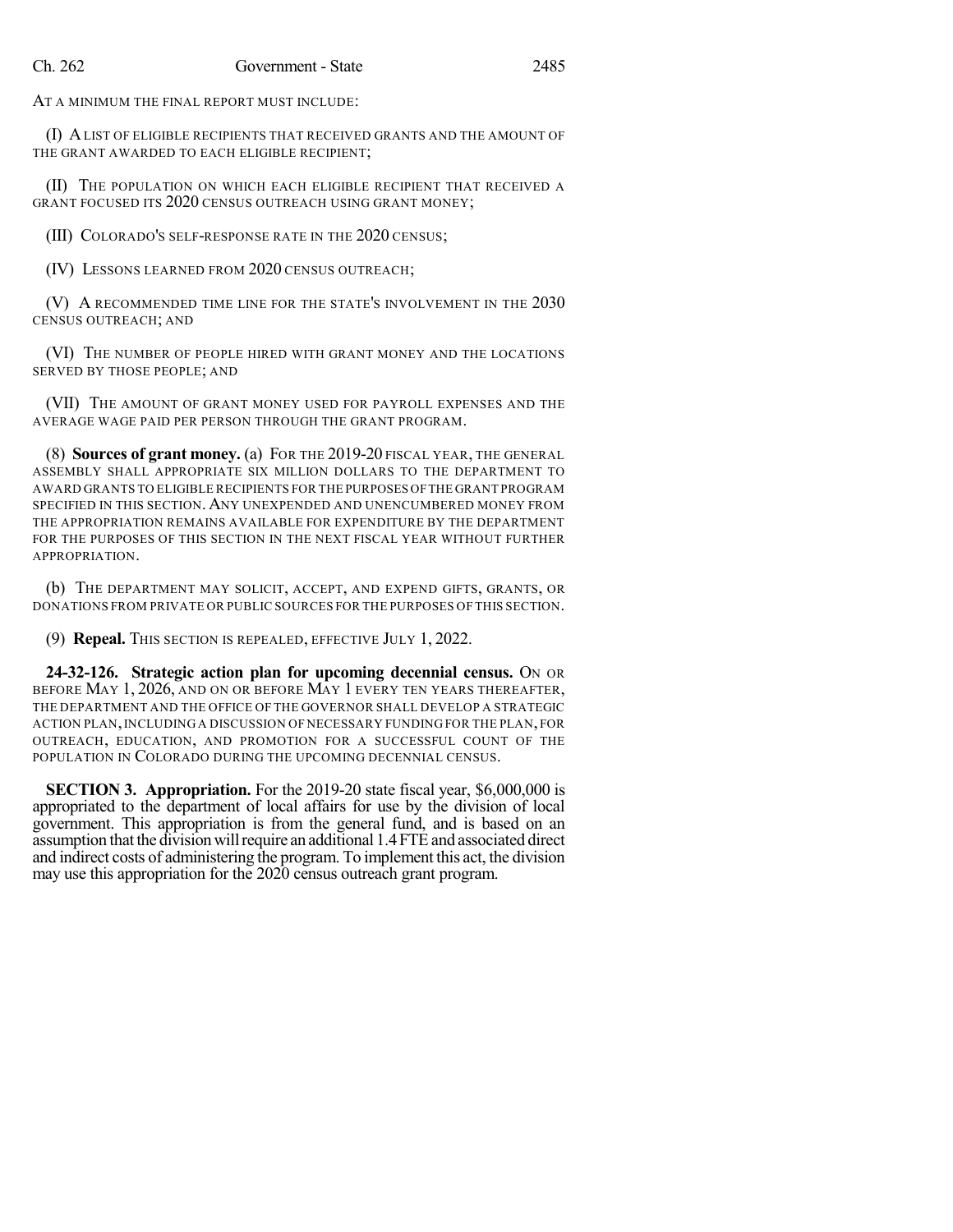AT A MINIMUM THE FINAL REPORT MUST INCLUDE:

(I) A LIST OF ELIGIBLE RECIPIENTS THAT RECEIVED GRANTS AND THE AMOUNT OF THE GRANT AWARDED TO EACH ELIGIBLE RECIPIENT;

(II) THE POPULATION ON WHICH EACH ELIGIBLE RECIPIENT THAT RECEIVED A GRANT FOCUSED ITS 2020 CENSUS OUTREACH USING GRANT MONEY;

(III) COLORADO'S SELF-RESPONSE RATE IN THE 2020 CENSUS;

(IV) LESSONS LEARNED FROM 2020 CENSUS OUTREACH;

(V) A RECOMMENDED TIME LINE FOR THE STATE'S INVOLVEMENT IN THE 2030 CENSUS OUTREACH; AND

(VI) THE NUMBER OF PEOPLE HIRED WITH GRANT MONEY AND THE LOCATIONS SERVED BY THOSE PEOPLE; AND

(VII) THE AMOUNT OF GRANT MONEY USED FOR PAYROLL EXPENSES AND THE AVERAGE WAGE PAID PER PERSON THROUGH THE GRANT PROGRAM.

(8) **Sources of grant money.** (a) FOR THE 2019-20 FISCAL YEAR, THE GENERAL ASSEMBLY SHALL APPROPRIATE SIX MILLION DOLLARS TO THE DEPARTMENT TO AWARD GRANTS TO ELIGIBLE RECIPIENTS FOR THE PURPOSES OF THE GRANT PROGRAM SPECIFIED IN THIS SECTION. ANY UNEXPENDED AND UNENCUMBERED MONEY FROM THE APPROPRIATION REMAINS AVAILABLE FOR EXPENDITURE BY THE DEPARTMENT FOR THE PURPOSES OF THIS SECTION IN THE NEXT FISCAL YEAR WITHOUT FURTHER APPROPRIATION.

(b) THE DEPARTMENT MAY SOLICIT, ACCEPT, AND EXPEND GIFTS, GRANTS, OR DONATIONS FROM PRIVATE OR PUBLIC SOURCES FOR THE PURPOSES OF THIS SECTION.

(9) **Repeal.** THIS SECTION IS REPEALED, EFFECTIVE JULY 1, 2022.

**24-32-126. Strategic action plan for upcoming decennial census.** ON OR BEFORE MAY 1, 2026, AND ON OR BEFORE MAY 1 EVERY TEN YEARS THEREAFTER, THE DEPARTMENT AND THE OFFICE OF THE GOVERNOR SHALL DEVELOP A STRATEGIC ACTION PLAN, INCLUDING A DISCUSSION OF NECESSARY FUNDING FOR THE PLAN, FOR OUTREACH, EDUCATION, AND PROMOTION FOR A SUCCESSFUL COUNT OF THE POPULATION IN COLORADO DURING THE UPCOMING DECENNIAL CENSUS.

**SECTION 3. Appropriation.** For the 2019-20 state fiscal year, $6,000,000 is appropriated to the department of local affairs for use by the division of local government. This appropriation is from the general fund, and is based on an assumption that the division will require an additional 1.4 FTE and associated direct and indirect costs of administering the program. To implement this act, the division may use this appropriation for the 2020 census outreach grant program.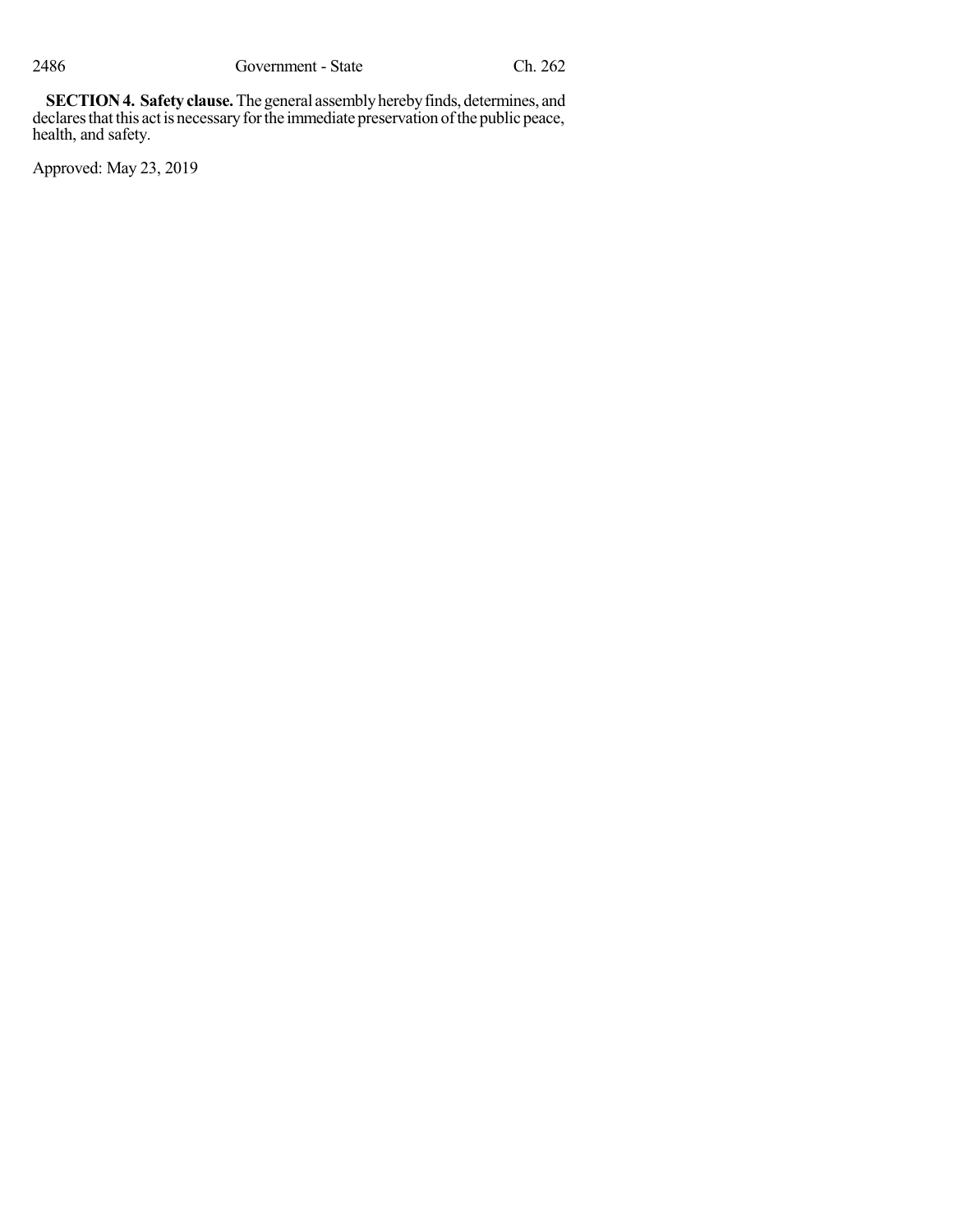**SECTION 4. Safety clause.** The general assembly hereby finds, determines, and declares that this act is necessary for the immediate preservation of the public peace, health, and safety.

Approved: May 23, 2019